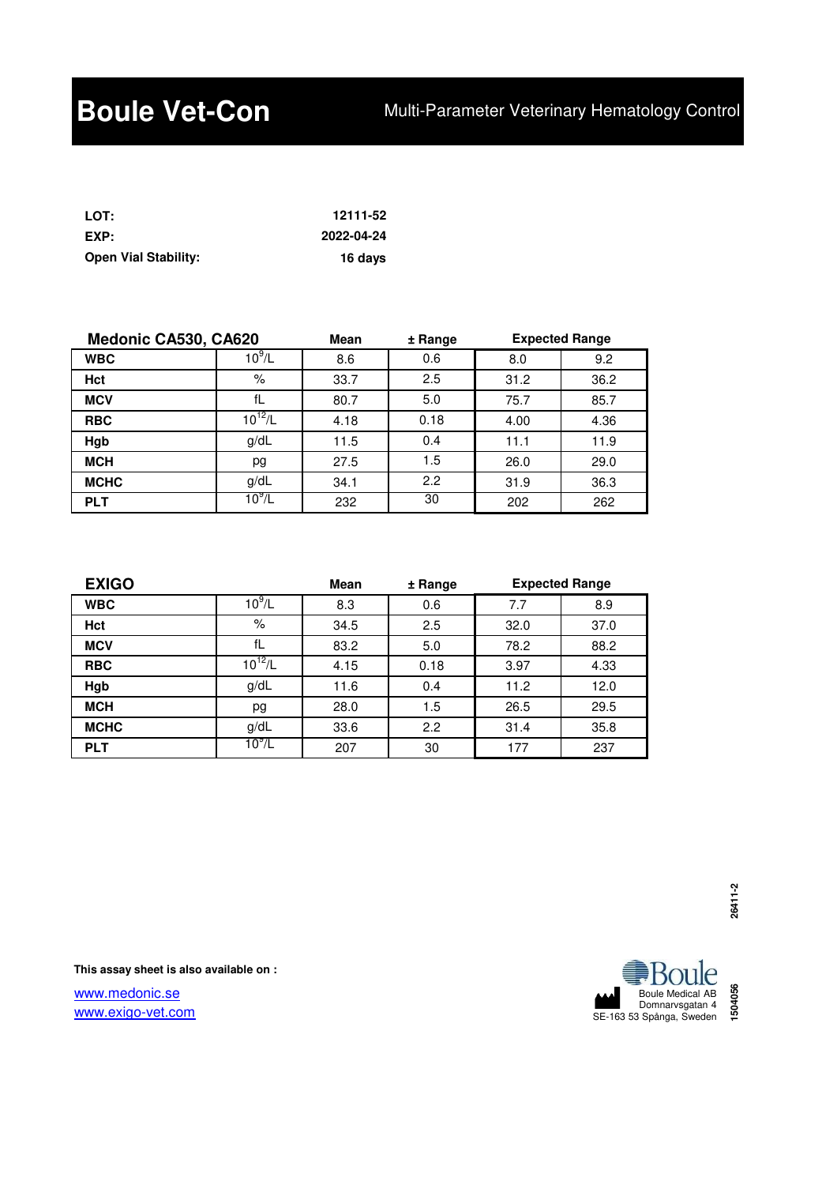# Boule Vet-Con

Multi-Parameter Veterinary Hematology Control

**LOT:** **12111-52**
**EXP:** **2022-04-24**
**Open Vial Stability:** **16 days**

| Medonic CA530, CA620 | | Mean | ± Range | Expected Range | |
|---|---|---|---|---|---|
| **WBC** | $10^9$/L | 8.6 | 0.6 | 8.0 | 9.2 |
| **Hct** | % | 33.7 | 2.5 | 31.2 | 36.2 |
| **MCV** | fL | 80.7 | 5.0 | 75.7 | 85.7 |
| **RBC** | $10^{12}$/L | 4.18 | 0.18 | 4.00 | 4.36 |
| **Hgb** | g/dL | 11.5 | 0.4 | 11.1 | 11.9 |
| **MCH** | pg | 27.5 | 1.5 | 26.0 | 29.0 |
| **MCHC** | g/dL | 34.1 | 2.2 | 31.9 | 36.3 |
| **PLT** | $10^9$/L | 232 | 30 | 202 | 262 |

| EXIGO | | Mean | ± Range | Expected Range | |
|---|---|---|---|---|---|
| **WBC** | $10^9$/L | 8.3 | 0.6 | 7.7 | 8.9 |
| **Hct** | % | 34.5 | 2.5 | 32.0 | 37.0 |
| **MCV** | fL | 83.2 | 5.0 | 78.2 | 88.2 |
| **RBC** | $10^{12}$/L | 4.15 | 0.18 | 3.97 | 4.33 |
| **Hgb** | g/dL | 11.6 | 0.4 | 11.2 | 12.0 |
| **MCH** | pg | 28.0 | 1.5 | 26.5 | 29.5 |
| **MCHC** | g/dL | 33.6 | 2.2 | 31.4 | 35.8 |
| **PLT** | $10^9$/L | 207 | 30 | 177 | 237 |

26411-2

**This assay sheet is also available on :**

www.medonic.se
www.exigo-vet.com

Boule
Boule Medical AB
Domnarvsgatan 4
SE-163 53 Spånga, Sweden

1504056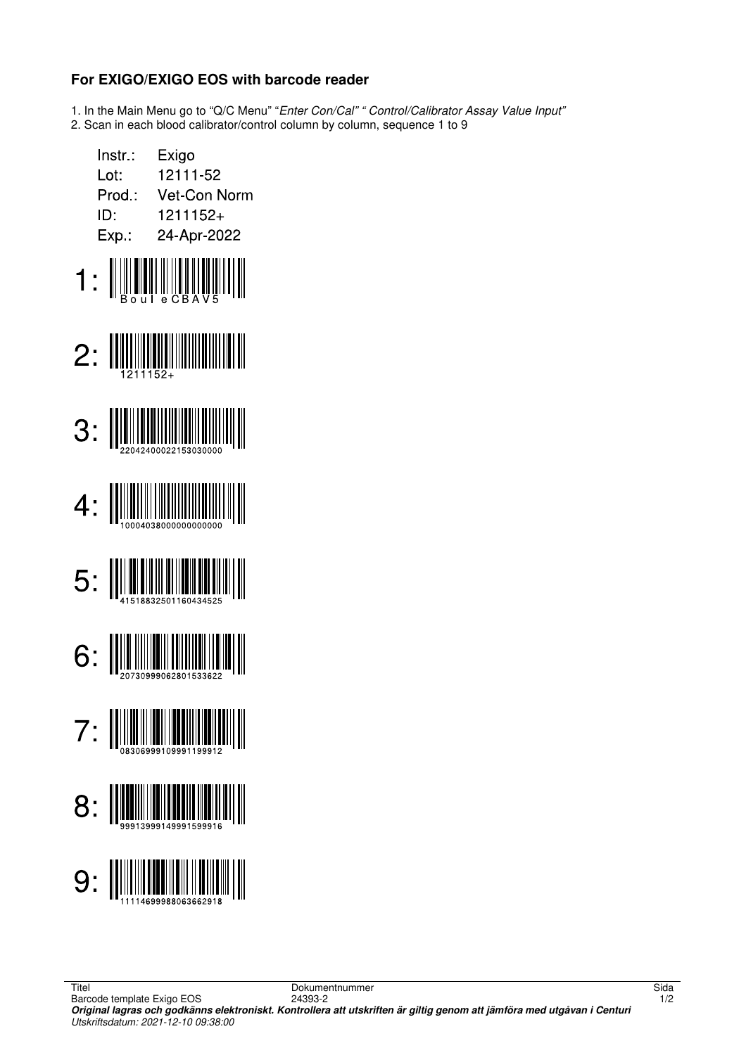## For EXIGO/EXIGO EOS with barcode reader

1. In the Main Menu go to "Q/C Menu" "*Enter Con/Cal" " Control/Calibrator Assay Value Input"*
2. Scan in each blood calibrator/control column by column, sequence 1 to 9

| | |
|---|---|
| Instr.: | Exigo |
| Lot: | 12111-52 |
| Prod.: | Vet-Con Norm |
| ID: | 1211152+ |
| Exp.: | 24-Apr-2022 |

1: BouleCBAV5

2: 1211152+

3: 22042400022153030000

4: 10004038000000000000

5: 41518832501160434525

6: 20730999062801533622

7: 08306999109991199912

8: 99913999149991599916

9: 11114699988063662918

*Original lagras och godkänns elektroniskt. Kontrollera att utskriften är giltig genom att jämföra med utgåvan i Centuri*

*Utskriftsdatum: 2021-12-10 09:38:00*